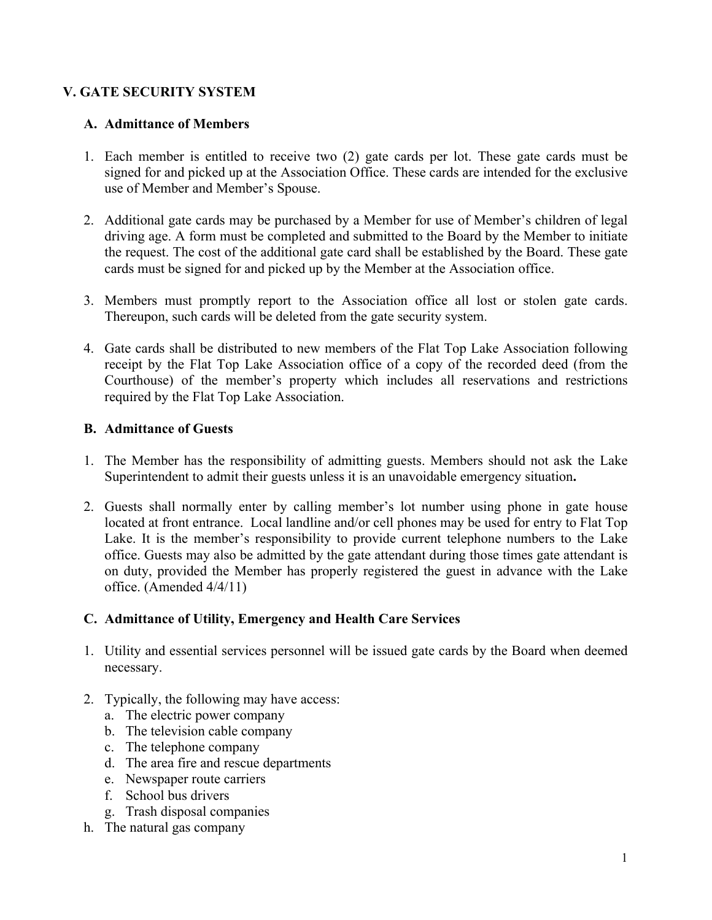## V. GATE SECURITY SYSTEM

### A. Admittance of Members

1. Each member is entitled to receive two (2) gate cards per lot. These gate cards must be signed for and picked up at the Association Office. These cards are intended for the exclusive use of Member and Member's Spouse.

2. Additional gate cards may be purchased by a Member for use of Member's children of legal driving age. A form must be completed and submitted to the Board by the Member to initiate the request. The cost of the additional gate card shall be established by the Board. These gate cards must be signed for and picked up by the Member at the Association office.

3. Members must promptly report to the Association office all lost or stolen gate cards. Thereupon, such cards will be deleted from the gate security system.

4. Gate cards shall be distributed to new members of the Flat Top Lake Association following receipt by the Flat Top Lake Association office of a copy of the recorded deed (from the Courthouse) of the member's property which includes all reservations and restrictions required by the Flat Top Lake Association.

### B. Admittance of Guests

1. The Member has the responsibility of admitting guests. Members should not ask the Lake Superintendent to admit their guests unless it is an unavoidable emergency situation**.**

2. Guests shall normally enter by calling member's lot number using phone in gate house located at front entrance. Local landline and/or cell phones may be used for entry to Flat Top Lake. It is the member's responsibility to provide current telephone numbers to the Lake office. Guests may also be admitted by the gate attendant during those times gate attendant is on duty, provided the Member has properly registered the guest in advance with the Lake office. (Amended 4/4/11)

### C. Admittance of Utility, Emergency and Health Care Services

1. Utility and essential services personnel will be issued gate cards by the Board when deemed necessary.

2. Typically, the following may have access:
   a. The electric power company
   b. The television cable company
   c. The telephone company
   d. The area fire and rescue departments
   e. Newspaper route carriers
   f. School bus drivers
   g. Trash disposal companies
   h. The natural gas company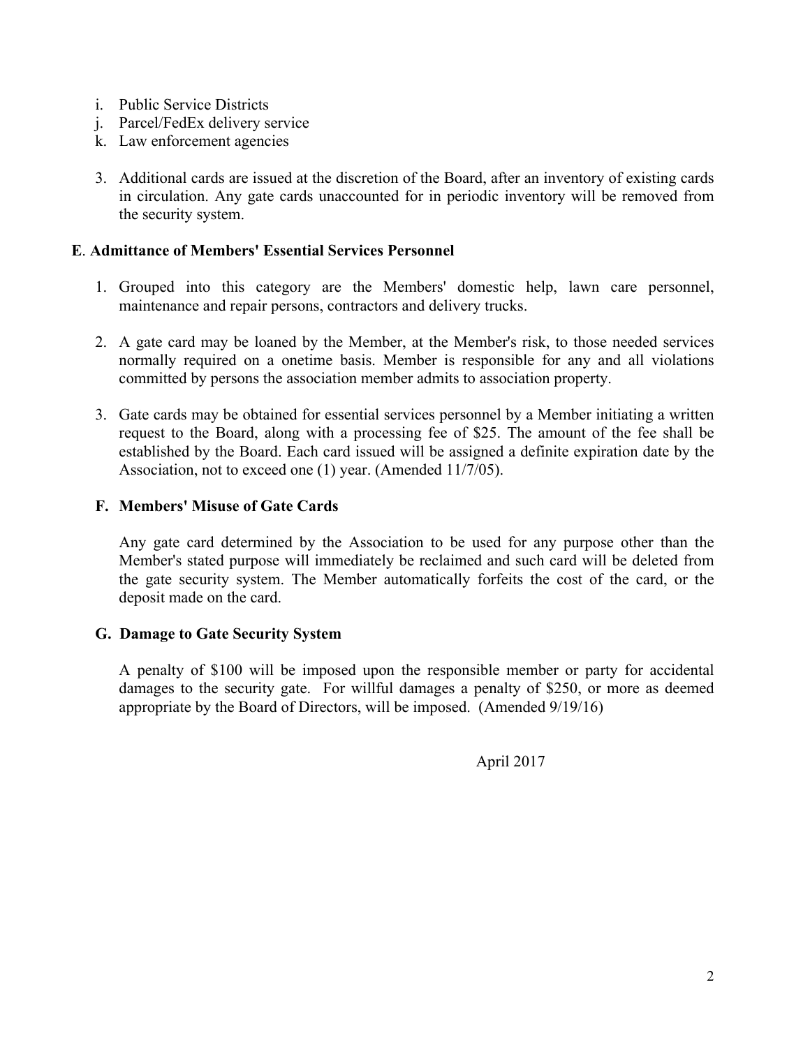i. Public Service Districts
j. Parcel/FedEx delivery service
k. Law enforcement agencies

3. Additional cards are issued at the discretion of the Board, after an inventory of existing cards in circulation. Any gate cards unaccounted for in periodic inventory will be removed from the security system.

### E. Admittance of Members' Essential Services Personnel

1. Grouped into this category are the Members' domestic help, lawn care personnel, maintenance and repair persons, contractors and delivery trucks.

2. A gate card may be loaned by the Member, at the Member's risk, to those needed services normally required on a onetime basis. Member is responsible for any and all violations committed by persons the association member admits to association property.

3. Gate cards may be obtained for essential services personnel by a Member initiating a written request to the Board, along with a processing fee of $25. The amount of the fee shall be established by the Board. Each card issued will be assigned a definite expiration date by the Association, not to exceed one (1) year. (Amended 11/7/05).

### F. Members' Misuse of Gate Cards

Any gate card determined by the Association to be used for any purpose other than the Member's stated purpose will immediately be reclaimed and such card will be deleted from the gate security system. The Member automatically forfeits the cost of the card, or the deposit made on the card.

### G. Damage to Gate Security System

A penalty of $100 will be imposed upon the responsible member or party for accidental damages to the security gate. For willful damages a penalty of $250, or more as deemed appropriate by the Board of Directors, will be imposed. (Amended 9/19/16)

April 2017